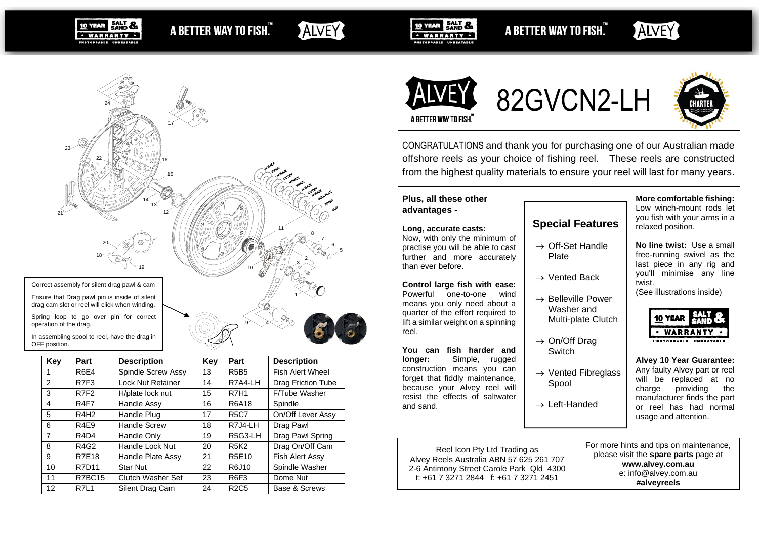Correct assembly for silent drag pawl & cam

Ensure that Drag pawl pin is inside of silent drag cam slot or reel will click when winding.

Spring loop to go over pin for correct operation of the drag.

In assembling spool to reel, have the drag in OFF position.

| Key | Part | Description | Key | Part | Description |
|---|---|---|---|---|---|
| 1 | R6E4 | Spindle Screw Assy | 13 | R5B5 | Fish Alert Wheel |
| 2 | R7F3 | Lock Nut Retainer | 14 | R7A4-LH | Drag Friction Tube |
| 3 | R7F2 | H/plate lock nut | 15 | R7H1 | F/Tube Washer |
| 4 | R4F7 | Handle Assy | 16 | R6A18 | Spindle |
| 5 | R4H2 | Handle Plug | 17 | R5C7 | On/Off Lever Assy |
| 6 | R4E9 | Handle Screw | 18 | R7J4-LH | Drag Pawl |
| 7 | R4D4 | Handle Only | 19 | R5G3-LH | Drag Pawl Spring |
| 8 | R4G2 | Handle Lock Nut | 20 | R5K2 | Drag On/Off Cam |
| 9 | R7E18 | Handle Plate Assy | 21 | R5E10 | Fish Alert Assy |
| 10 | R7D11 | Star Nut | 22 | R6J10 | Spindle Washer |
| 11 | R7BC15 | Clutch Washer Set | 23 | R6F3 | Dome Nut |
| 12 | R7L1 | Silent Drag Cam | 24 | R2C5 | Base & Screws |

# ALVEY 82GVCN2-LH

A BETTER WAY TO FISH.™

CONGRATULATIONS and thank you for purchasing one of our Australian made offshore reels as your choice of fishing reel. These reels are constructed from the highest quality materials to ensure your reel will last for many years.

**Plus, all these other advantages -**

**Long, accurate casts:**
Now, with only the minimum of practise you will be able to cast further and more accurately than ever before.

**Control large fish with ease:**
Powerful one-to-one wind means you only need about a quarter of the effort required to lift a similar weight on a spinning reel.

**You can fish harder and longer:** Simple, rugged construction means you can forget that fiddly maintenance, because your Alvey reel will resist the effects of saltwater and sand.

## Special Features

- → Off-Set Handle Plate
- → Vented Back
- → Belleville Power Washer and Multi-plate Clutch
- → On/Off Drag Switch
- → Vented Fibreglass Spool
- → Left-Handed

**More comfortable fishing:** Low winch-mount rods let you fish with your arms in a relaxed position.

**No line twist:** Use a small free-running swivel as the last piece in any rig and you'll minimise any line twist.
(See illustrations inside)

**Alvey 10 Year Guarantee:** Any faulty Alvey part or reel will be replaced at no charge providing the manufacturer finds the part or reel has had normal usage and attention.

Reel Icon Pty Ltd Trading as
Alvey Reels Australia ABN 57 625 261 707
2-6 Antimony Street Carole Park Qld 4300
t: +61 7 3271 2844 f: +61 7 3271 2451

For more hints and tips on maintenance, please visit the **spare parts** page at
**www.alvey.com.au**
e: info@alvey.com.au
**#alveyreels**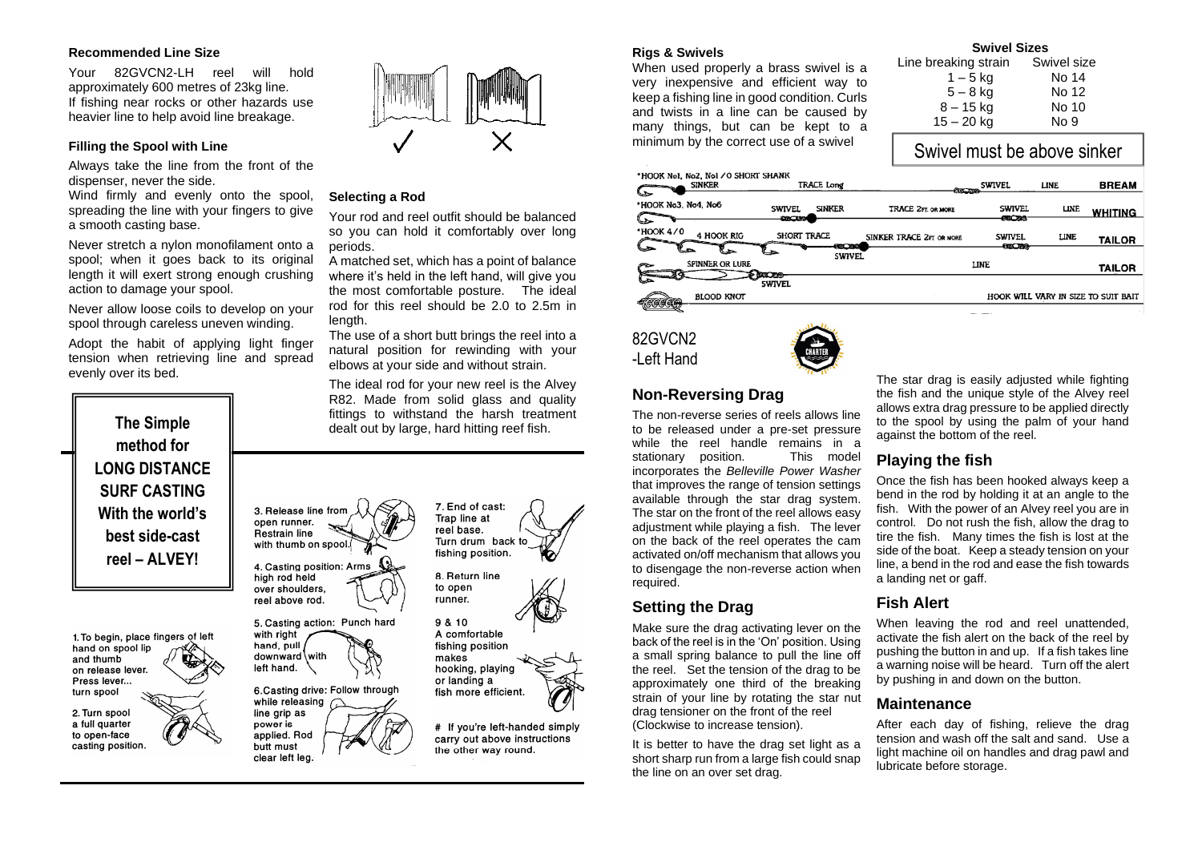#### Recommended Line Size

Your 82GVCN2-LH reel will hold approximately 600 metres of 23kg line.
If fishing near rocks or other hazards use heavier line to help avoid line breakage.

#### Filling the Spool with Line

Always take the line from the front of the dispenser, never the side.

Wind firmly and evenly onto the spool, spreading the line with your fingers to give a smooth casting base.

Never stretch a nylon monofilament onto a spool; when it goes back to its original length it will exert strong enough crushing action to damage your spool.

Never allow loose coils to develop on your spool through careless uneven winding.

Adopt the habit of applying light finger tension when retrieving line and spread evenly over its bed.

✓ ✗

#### Selecting a Rod

Your rod and reel outfit should be balanced so you can hold it comfortably over long periods.

A matched set, which has a point of balance where it's held in the left hand, will give you the most comfortable posture. The ideal rod for this reel should be 2.0 to 2.5m in length.

The use of a short butt brings the reel into a natural position for rewinding with your elbows at your side and without strain.

The ideal rod for your new reel is the Alvey R82. Made from solid glass and quality fittings to withstand the harsh treatment dealt out by large, hard hitting reef fish.

**The Simple method for LONG DISTANCE SURF CASTING With the world's best side-cast reel – ALVEY!**

1. To begin, place fingers of left hand on spool lip and thumb on release lever. Press lever... turn spool

2. Turn spool a full quarter to open-face casting position.

3. Release line from open runner. Restrain line with thumb on spool.

4. Casting position: Arms high rod held over shoulders, reel above rod.

5. Casting action: Punch hard with right hand, pull downward with left hand.

6. Casting drive: Follow through while releasing line grip as power is applied. Rod butt must clear left leg.

7. End of cast: Trap line at reel base. Turn drum back to fishing position.

8. Return line to open runner.

9 & 10 A comfortable fishing position makes hooking, playing or landing a fish more efficient.

# If you're left-handed simply carry out above instructions the other way round.

#### Rigs & Swivels

When used properly a brass swivel is a very inexpensive and efficient way to keep a fishing line in good condition. Curls and twists in a line can be caused by many things, but can be kept to a minimum by the correct use of a swivel

**Swivel Sizes**

| Line breaking strain | Swivel size |
|---|---|
| 1 – 5 kg | No 14 |
| 5 – 8 kg | No 12 |
| 8 – 15 kg | No 10 |
| 15 – 20 kg | No 9 |

Swivel must be above sinker

*HOOK No1, No2, No1 /0 SHORT SHANK — SINKER — TRACE Long — SWIVEL — LINE — **BREAM**

*HOOK No3, No4, No6 — SWIVEL — SINKER — TRACE 2FT. OR MORE — SWIVEL — LINE — **WHITING**

*HOOK 4/0 — 4 HOOK RIG — SHORT TRACE — SWIVEL — SINKER TRACE 2FT OR MORE — SWIVEL — LINE — **TAILOR**

SPINNER OR LURE — SWIVEL — LINE — **TAILOR**

BLOOD KNOT

HOOK WILL VARY IN SIZE TO SUIT BAIT

82GVCN2
-Left Hand

CHARTER

## Non-Reversing Drag

The non-reverse series of reels allows line to be released under a pre-set pressure while the reel handle remains in a stationary position. This model incorporates the *Belleville Power Washer* that improves the range of tension settings available through the star drag system. The star on the front of the reel allows easy adjustment while playing a fish. The lever on the back of the reel operates the cam activated on/off mechanism that allows you to disengage the non-reverse action when required.

## Setting the Drag

Make sure the drag activating lever on the back of the reel is in the 'On' position. Using a small spring balance to pull the line off the reel. Set the tension of the drag to be approximately one third of the breaking strain of your line by rotating the star nut drag tensioner on the front of the reel (Clockwise to increase tension).

It is better to have the drag set light as a short sharp run from a large fish could snap the line on an over set drag.

The star drag is easily adjusted while fighting the fish and the unique style of the Alvey reel allows extra drag pressure to be applied directly to the spool by using the palm of your hand against the bottom of the reel.

## Playing the fish

Once the fish has been hooked always keep a bend in the rod by holding it at an angle to the fish. With the power of an Alvey reel you are in control. Do not rush the fish, allow the drag to tire the fish. Many times the fish is lost at the side of the boat. Keep a steady tension on your line, a bend in the rod and ease the fish towards a landing net or gaff.

## Fish Alert

When leaving the rod and reel unattended, activate the fish alert on the back of the reel by pushing the button in and up. If a fish takes line a warning noise will be heard. Turn off the alert by pushing in and down on the button.

## Maintenance

After each day of fishing, relieve the drag tension and wash off the salt and sand. Use a light machine oil on handles and drag pawl and lubricate before storage.